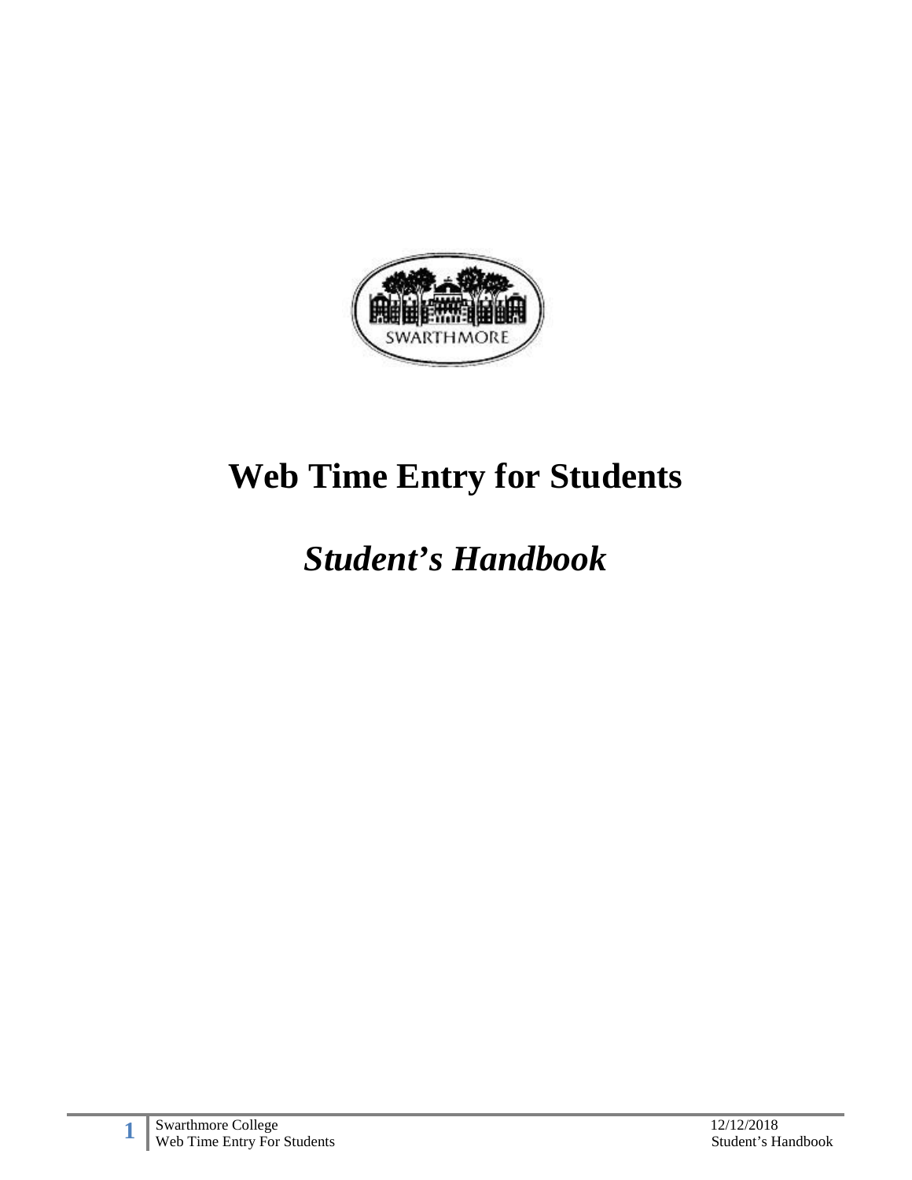# Web Time Entry for Students

## *Student's Handbook*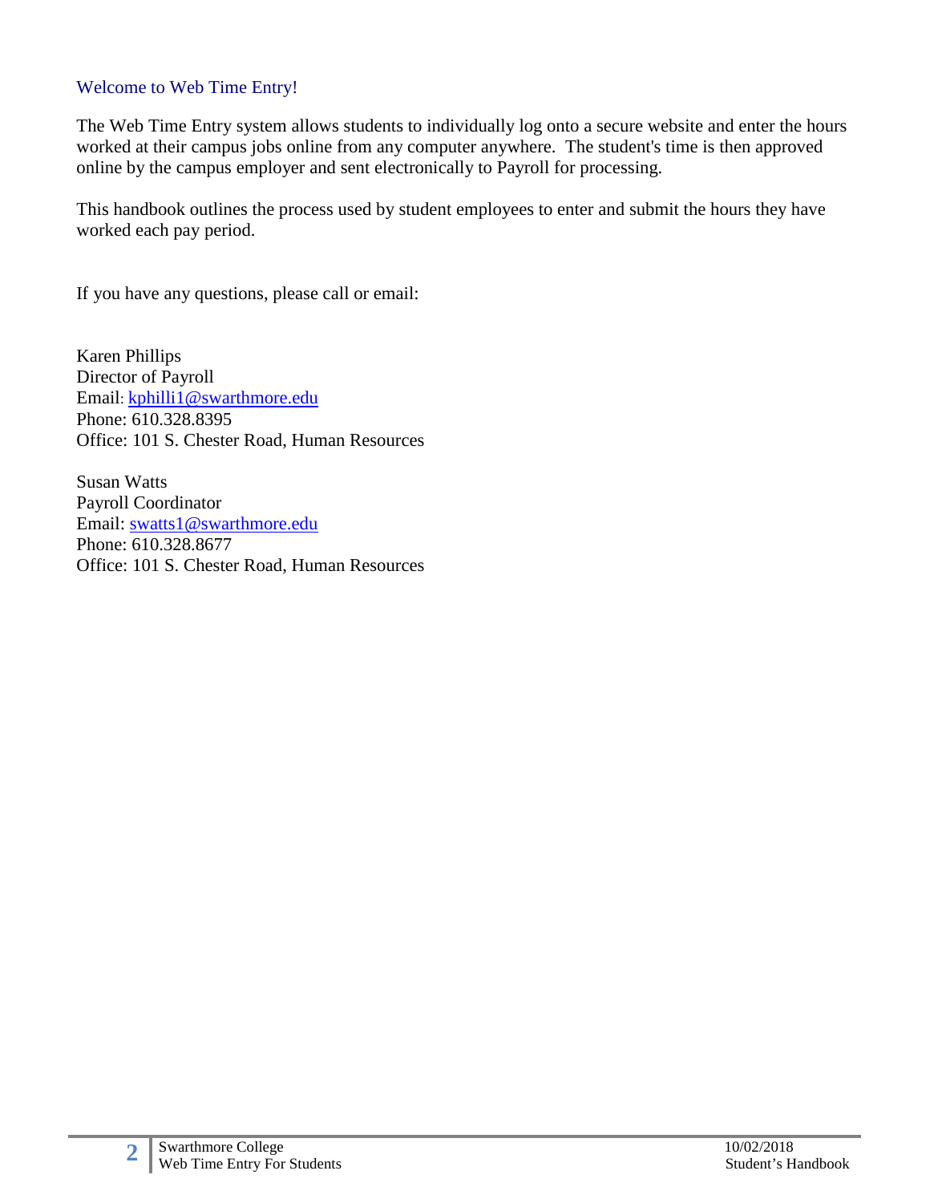## Welcome to Web Time Entry!

The Web Time Entry system allows students to individually log onto a secure website and enter the hours worked at their campus jobs online from any computer anywhere. The student's time is then approved online by the campus employer and sent electronically to Payroll for processing.

This handbook outlines the process used by student employees to enter and submit the hours they have worked each pay period.

If you have any questions, please call or email:

Karen Phillips
Director of Payroll
Email: kphilli1@swarthmore.edu
Phone: 610.328.8395
Office: 101 S. Chester Road, Human Resources

Susan Watts
Payroll Coordinator
Email: swatts1@swarthmore.edu
Phone: 610.328.8677
Office: 101 S. Chester Road, Human Resources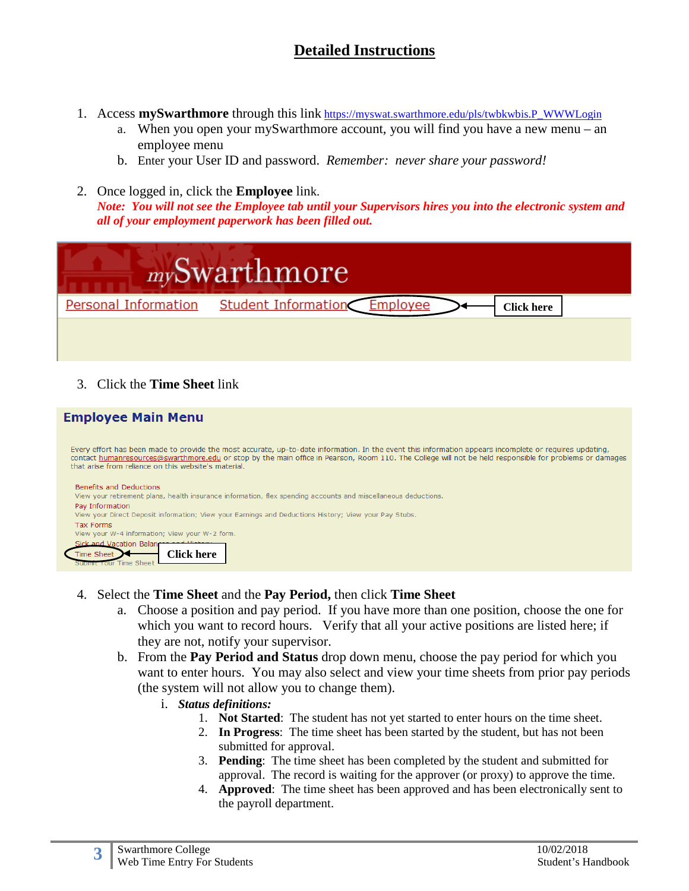## Detailed Instructions

1. Access **mySwarthmore** through this link https://myswat.swarthmore.edu/pls/twbkwbis.P_WWWLogin
   a. When you open your mySwarthmore account, you will find you have a new menu – an employee menu
   b. Enter your User ID and password. *Remember: never share your password!*

2. Once logged in, click the **Employee** link.
   ***Note: You will not see the Employee tab until your Supervisors hires you into the electronic system and all of your employment paperwork has been filled out.***

mySwarthmore

Personal Information   Student Information   Employee ← **Click here**

3. Click the **Time Sheet** link

**Employee Main Menu**

Every effort has been made to provide the most accurate, up-to-date information. In the event this information appears incomplete or requires updating, contact humanresources@swarthmore.edu or stop by the main office in Pearson, Room 110. The College will not be held responsible for problems or damages that arise from reliance on this website's material.

Benefits and Deductions
View your retirement plans, health insurance information, flex spending accounts and miscellaneous deductions.
Pay Information
View your Direct Deposit information; View your Earnings and Deductions History; View your Pay Stubs.
Tax Forms
View your W-4 information; View your W-2 form.
Sick and Vacation Balances and History
Time Sheet ← **Click here**
Submit Your Time Sheet

4. Select the **Time Sheet** and the **Pay Period,** then click **Time Sheet**
   a. Choose a position and pay period. If you have more than one position, choose the one for which you want to record hours. Verify that all your active positions are listed here; if they are not, notify your supervisor.
   b. From the **Pay Period and Status** drop down menu, choose the pay period for which you want to enter hours. You may also select and view your time sheets from prior pay periods (the system will not allow you to change them).
      i. ***Status definitions:***
         1. **Not Started**: The student has not yet started to enter hours on the time sheet.
         2. **In Progress**: The time sheet has been started by the student, but has not been submitted for approval.
         3. **Pending**: The time sheet has been completed by the student and submitted for approval. The record is waiting for the approver (or proxy) to approve the time.
         4. **Approved**: The time sheet has been approved and has been electronically sent to the payroll department.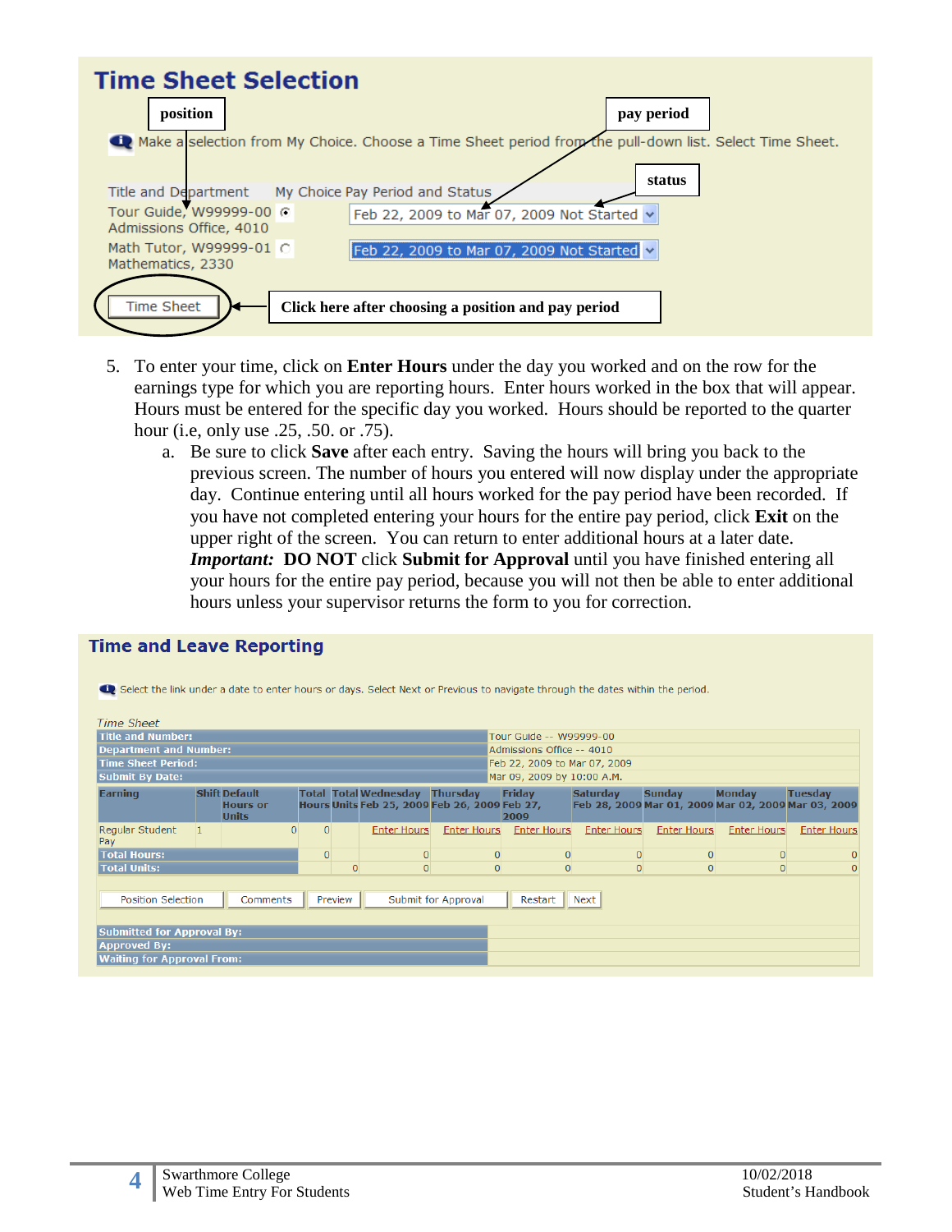## Time Sheet Selection

position | pay period

Make a selection from My Choice. Choose a Time Sheet period from the pull-down list. Select Time Sheet.

status

| Title and Department | My Choice | Pay Period and Status |
|---|---|---|
| Tour Guide, W99999-00 Admissions Office, 4010 | ◉ | Feb 22, 2009 to Mar 07, 2009 Not Started |
| Math Tutor, W99999-01 Mathematics, 2330 | ○ | Feb 22, 2009 to Mar 07, 2009 Not Started |

Time Sheet ← **Click here after choosing a position and pay period**

5. To enter your time, click on **Enter Hours** under the day you worked and on the row for the earnings type for which you are reporting hours. Enter hours worked in the box that will appear. Hours must be entered for the specific day you worked. Hours should be reported to the quarter hour (i.e, only use .25, .50. or .75).
   a. Be sure to click **Save** after each entry. Saving the hours will bring you back to the previous screen. The number of hours you entered will now display under the appropriate day. Continue entering until all hours worked for the pay period have been recorded. If you have not completed entering your hours for the entire pay period, click **Exit** on the upper right of the screen. You can return to enter additional hours at a later date. ***Important:*** **DO NOT** click **Submit for Approval** until you have finished entering all your hours for the entire pay period, because you will not then be able to enter additional hours unless your supervisor returns the form to you for correction.

## Time and Leave Reporting

Select the link under a date to enter hours or days. Select Next or Previous to navigate through the dates within the period.

*Time Sheet*

| | |
|---|---|
| Title and Number: | Tour Guide -- W99999-00 |
| Department and Number: | Admissions Office -- 4010 |
| Time Sheet Period: | Feb 22, 2009 to Mar 07, 2009 |
| Submit By Date: | Mar 09, 2009 by 10:00 A.M. |

| Earning | Shift | Default Hours or Units | Total Hours | Total Units | Wednesday Feb 25, 2009 | Thursday Feb 26, 2009 | Friday Feb 27, 2009 | Saturday Feb 28, 2009 | Sunday Mar 01, 2009 | Monday Mar 02, 2009 | Tuesday Mar 03, 2009 |
|---|---|---|---|---|---|---|---|---|---|---|---|
| Regular Student Pay | 1 | 0 | 0 | | Enter Hours | Enter Hours | Enter Hours | Enter Hours | Enter Hours | Enter Hours | Enter Hours |
| Total Hours: | | | 0 | | 0 | 0 | 0 | 0 | 0 | 0 | 0 |
| Total Units: | | | | 0 | 0 | 0 | 0 | 0 | 0 | 0 | 0 |

Position Selection | Comments | Preview | Submit for Approval | Restart | Next

| | |
|---|---|
| Submitted for Approval By: | |
| Approved By: | |
| Waiting for Approval From: | |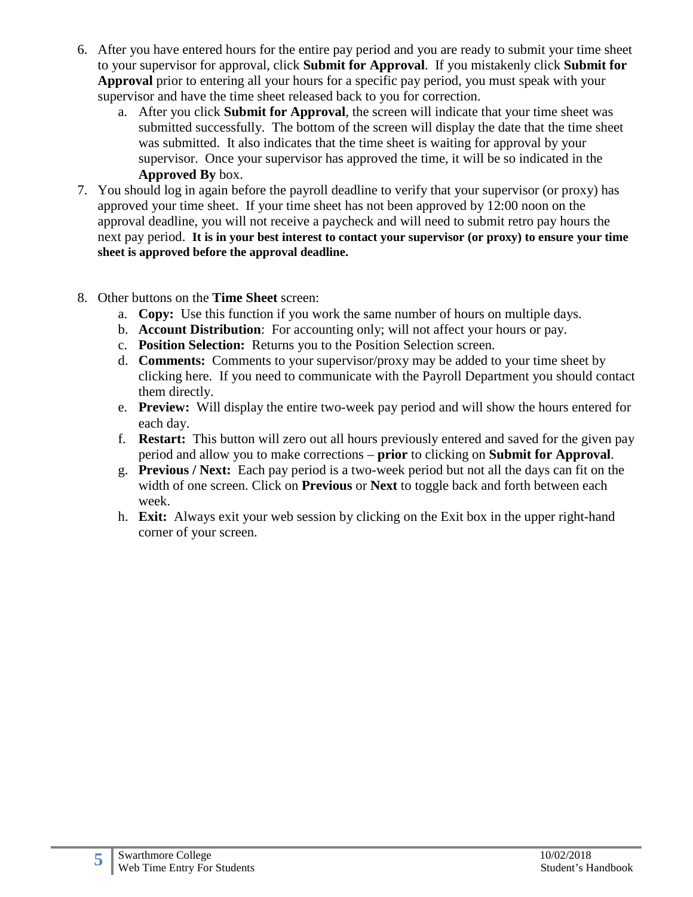6. After you have entered hours for the entire pay period and you are ready to submit your time sheet to your supervisor for approval, click **Submit for Approval**. If you mistakenly click **Submit for Approval** prior to entering all your hours for a specific pay period, you must speak with your supervisor and have the time sheet released back to you for correction.
   a. After you click **Submit for Approval**, the screen will indicate that your time sheet was submitted successfully. The bottom of the screen will display the date that the time sheet was submitted. It also indicates that the time sheet is waiting for approval by your supervisor. Once your supervisor has approved the time, it will be so indicated in the **Approved By** box.
7. You should log in again before the payroll deadline to verify that your supervisor (or proxy) has approved your time sheet. If your time sheet has not been approved by 12:00 noon on the approval deadline, you will not receive a paycheck and will need to submit retro pay hours the next pay period. **It is in your best interest to contact your supervisor (or proxy) to ensure your time sheet is approved before the approval deadline.**

8. Other buttons on the **Time Sheet** screen:
   a. **Copy:** Use this function if you work the same number of hours on multiple days.
   b. **Account Distribution**: For accounting only; will not affect your hours or pay.
   c. **Position Selection:** Returns you to the Position Selection screen.
   d. **Comments:** Comments to your supervisor/proxy may be added to your time sheet by clicking here. If you need to communicate with the Payroll Department you should contact them directly.
   e. **Preview:** Will display the entire two-week pay period and will show the hours entered for each day.
   f. **Restart:** This button will zero out all hours previously entered and saved for the given pay period and allow you to make corrections – **prior** to clicking on **Submit for Approval**.
   g. **Previous / Next:** Each pay period is a two-week period but not all the days can fit on the width of one screen. Click on **Previous** or **Next** to toggle back and forth between each week.
   h. **Exit:** Always exit your web session by clicking on the Exit box in the upper right-hand corner of your screen.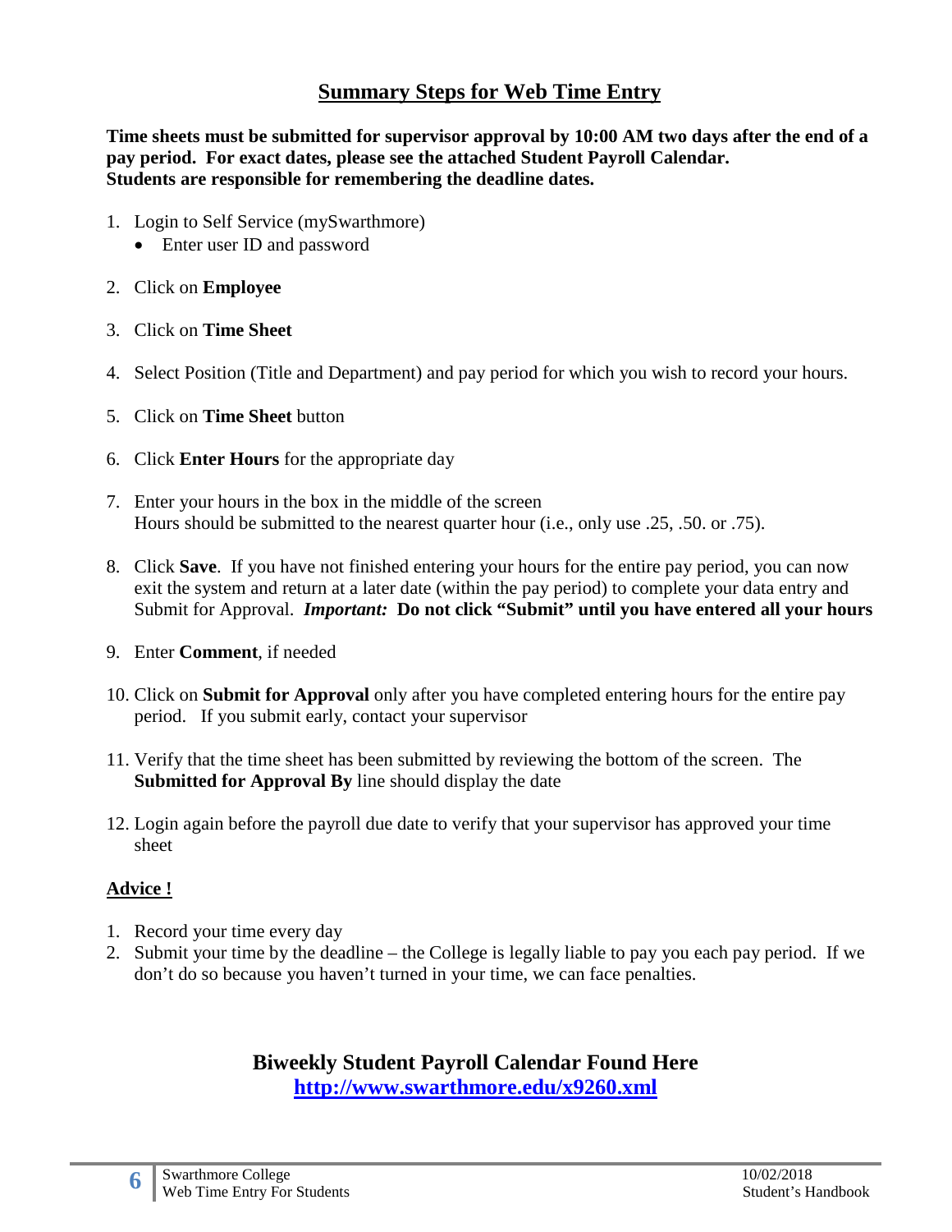## Summary Steps for Web Time Entry

**Time sheets must be submitted for supervisor approval by 10:00 AM two days after the end of a pay period. For exact dates, please see the attached Student Payroll Calendar. Students are responsible for remembering the deadline dates.**

1. Login to Self Service (mySwarthmore)
   - Enter user ID and password
2. Click on **Employee**
3. Click on **Time Sheet**
4. Select Position (Title and Department) and pay period for which you wish to record your hours.
5. Click on **Time Sheet** button
6. Click **Enter Hours** for the appropriate day
7. Enter your hours in the box in the middle of the screen
   Hours should be submitted to the nearest quarter hour (i.e., only use .25, .50. or .75).
8. Click **Save**. If you have not finished entering your hours for the entire pay period, you can now exit the system and return at a later date (within the pay period) to complete your data entry and Submit for Approval. ***Important:*** **Do not click "Submit" until you have entered all your hours**
9. Enter **Comment**, if needed
10. Click on **Submit for Approval** only after you have completed entering hours for the entire pay period. If you submit early, contact your supervisor
11. Verify that the time sheet has been submitted by reviewing the bottom of the screen. The **Submitted for Approval By** line should display the date
12. Login again before the payroll due date to verify that your supervisor has approved your time sheet

**Advice !**

1. Record your time every day
2. Submit your time by the deadline – the College is legally liable to pay you each pay period. If we don't do so because you haven't turned in your time, we can face penalties.

### Biweekly Student Payroll Calendar Found Here

**http://www.swarthmore.edu/x9260.xml**